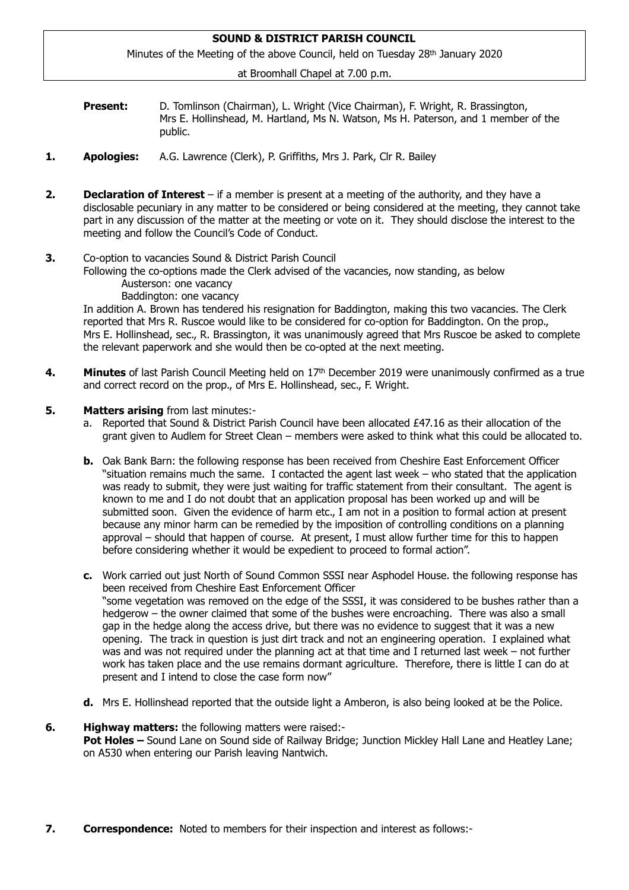**SOUND & DISTRICT PARISH COUNCIL**

Minutes of the Meeting of the above Council, held on Tuesday 28th January 2020

at Broomhall Chapel at 7.00 p.m.

**Present:** D. Tomlinson (Chairman), L. Wright (Vice Chairman), F. Wright, R. Brassington, Mrs E. Hollinshead, M. Hartland, Ms N. Watson, Ms H. Paterson, and 1 member of the public.

**1. Apologies:** A.G. Lawrence (Clerk), P. Griffiths, Mrs J. Park, Clr R. Bailey

**2. Declaration of Interest** – if a member is present at a meeting of the authority, and they have a disclosable pecuniary in any matter to be considered or being considered at the meeting, they cannot take part in any discussion of the matter at the meeting or vote on it. They should disclose the interest to the meeting and follow the Council's Code of Conduct.

**3.** Co-option to vacancies Sound & District Parish Council

Following the co-options made the Clerk advised of the vacancies, now standing, as below

Austerson: one vacancy

Baddington: one vacancy

In addition A. Brown has tendered his resignation for Baddington, making this two vacancies. The Clerk reported that Mrs R. Ruscoe would like to be considered for co-option for Baddington. On the prop., Mrs E. Hollinshead, sec., R. Brassington, it was unanimously agreed that Mrs Ruscoe be asked to complete the relevant paperwork and she would then be co-opted at the next meeting.

**4. Minutes** of last Parish Council Meeting held on 17th December 2019 were unanimously confirmed as a true and correct record on the prop., of Mrs E. Hollinshead, sec., F. Wright.

**5. Matters arising** from last minutes:-

a. Reported that Sound & District Parish Council have been allocated £47.16 as their allocation of the grant given to Audlem for Street Clean – members were asked to think what this could be allocated to.

**b.** Oak Bank Barn: the following response has been received from Cheshire East Enforcement Officer "situation remains much the same. I contacted the agent last week – who stated that the application was ready to submit, they were just waiting for traffic statement from their consultant. The agent is known to me and I do not doubt that an application proposal has been worked up and will be submitted soon. Given the evidence of harm etc., I am not in a position to formal action at present because any minor harm can be remedied by the imposition of controlling conditions on a planning approval – should that happen of course. At present, I must allow further time for this to happen before considering whether it would be expedient to proceed to formal action".

**c.** Work carried out just North of Sound Common SSSI near Asphodel House. the following response has been received from Cheshire East Enforcement Officer "some vegetation was removed on the edge of the SSSI, it was considered to be bushes rather than a hedgerow – the owner claimed that some of the bushes were encroaching. There was also a small gap in the hedge along the access drive, but there was no evidence to suggest that it was a new opening. The track in question is just dirt track and not an engineering operation. I explained what was and was not required under the planning act at that time and I returned last week – not further work has taken place and the use remains dormant agriculture. Therefore, there is little I can do at present and I intend to close the case form now"

**d.** Mrs E. Hollinshead reported that the outside light a Amberon, is also being looked at be the Police.

**6. Highway matters:** the following matters were raised:-

**Pot Holes –** Sound Lane on Sound side of Railway Bridge; Junction Mickley Hall Lane and Heatley Lane; on A530 when entering our Parish leaving Nantwich.

**7. Correspondence:** Noted to members for their inspection and interest as follows:-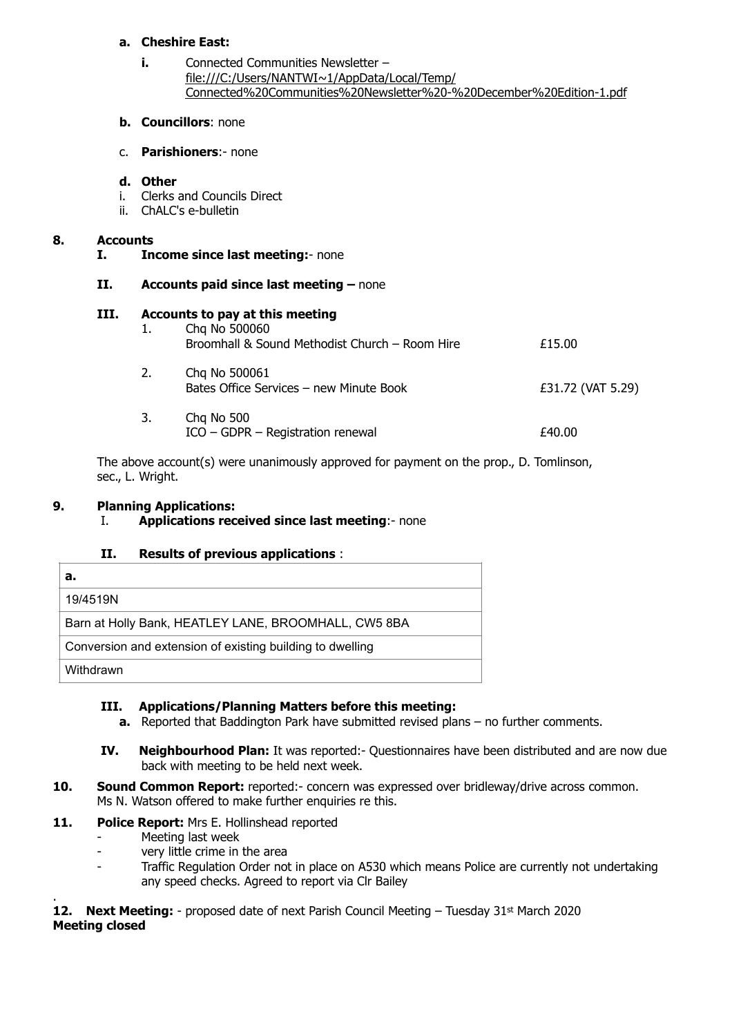**a. Cheshire East:**

**i.** Connected Communities Newsletter – file:///C:/Users/NANTWI~1/AppData/Local/Temp/Connected%20Communities%20Newsletter%20-%20December%20Edition-1.pdf

**b. Councillors**: none

c. **Parishioners**:- none

**d. Other**

i. Clerks and Councils Direct

ii. ChALC's e-bulletin

## 8. Accounts

**I. Income since last meeting:**- none

**II. Accounts paid since last meeting –** none

**III. Accounts to pay at this meeting**

| | | |
|---|---|---|
| 1. | Chq No 500060<br>Broomhall & Sound Methodist Church – Room Hire | £15.00 |
| 2. | Chq No 500061<br>Bates Office Services – new Minute Book | £31.72 (VAT 5.29) |
| 3. | Chq No 500<br>ICO – GDPR – Registration renewal | £40.00 |

The above account(s) were unanimously approved for payment on the prop., D. Tomlinson, sec., L. Wright.

## 9. Planning Applications:

I. **Applications received since last meeting**:- none

**II. Results of previous applications** :

| **a.** |
|---|
| 19/4519N |
| Barn at Holly Bank, HEATLEY LANE, BROOMHALL, CW5 8BA |
| Conversion and extension of existing building to dwelling |
| Withdrawn |

**III. Applications/Planning Matters before this meeting:**

**a.** Reported that Baddington Park have submitted revised plans – no further comments.

**IV. Neighbourhood Plan:** It was reported:- Questionnaires have been distributed and are now due back with meeting to be held next week.

**10. Sound Common Report:** reported:- concern was expressed over bridleway/drive across common. Ms N. Watson offered to make further enquiries re this.

**11. Police Report:** Mrs E. Hollinshead reported

- Meeting last week
- very little crime in the area
- Traffic Regulation Order not in place on A530 which means Police are currently not undertaking any speed checks. Agreed to report via Clr Bailey

.

**12. Next Meeting:** - proposed date of next Parish Council Meeting – Tuesday 31st March 2020

**Meeting closed**